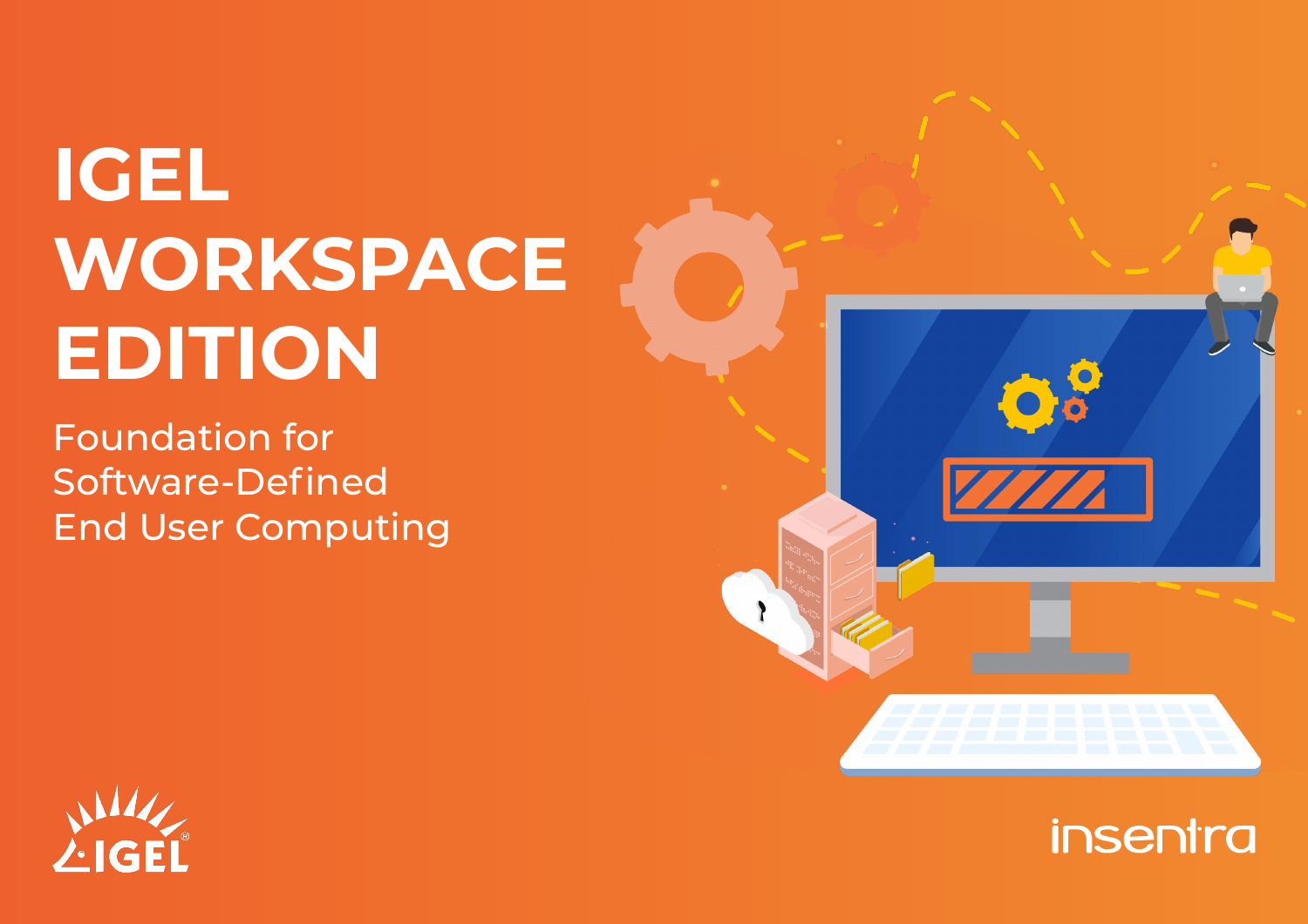# IGEL WORKSPACE EDITION

Foundation for Software-Defined End User Computing

IGEL

insentra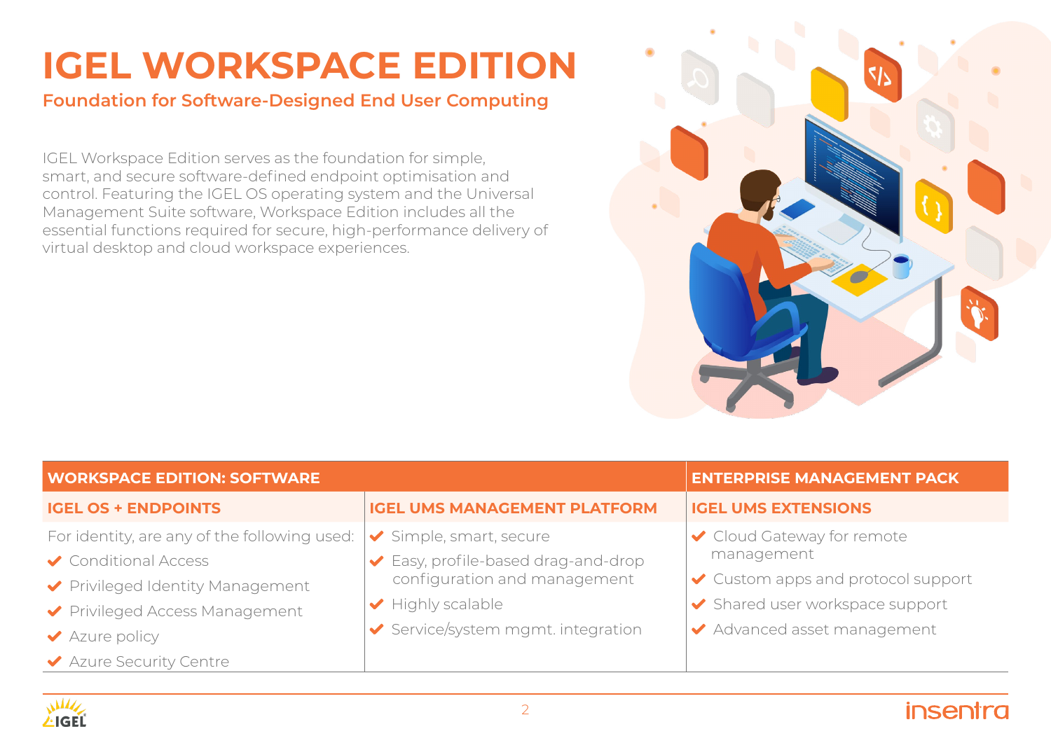# IGEL WORKSPACE EDITION

## Foundation for Software-Designed End User Computing

IGEL Workspace Edition serves as the foundation for simple, smart, and secure software-defined endpoint optimisation and control. Featuring the IGEL OS operating system and the Universal Management Suite software, Workspace Edition includes all the essential functions required for secure, high-performance delivery of virtual desktop and cloud workspace experiences.

| WORKSPACE EDITION: SOFTWARE | | ENTERPRISE MANAGEMENT PACK |
|---|---|---|
| **IGEL OS + ENDPOINTS** | **IGEL UMS MANAGEMENT PLATFORM** | **IGEL UMS EXTENSIONS** |
| For identity, are any of the following used:<br>✔ Conditional Access<br>✔ Privileged Identity Management<br>✔ Privileged Access Management<br>✔ Azure policy<br>✔ Azure Security Centre | ✔ Simple, smart, secure<br>✔ Easy, profile-based drag-and-drop configuration and management<br>✔ Highly scalable<br>✔ Service/system mgmt. integration | ✔ Cloud Gateway for remote management<br>✔ Custom apps and protocol support<br>✔ Shared user workspace support<br>✔ Advanced asset management |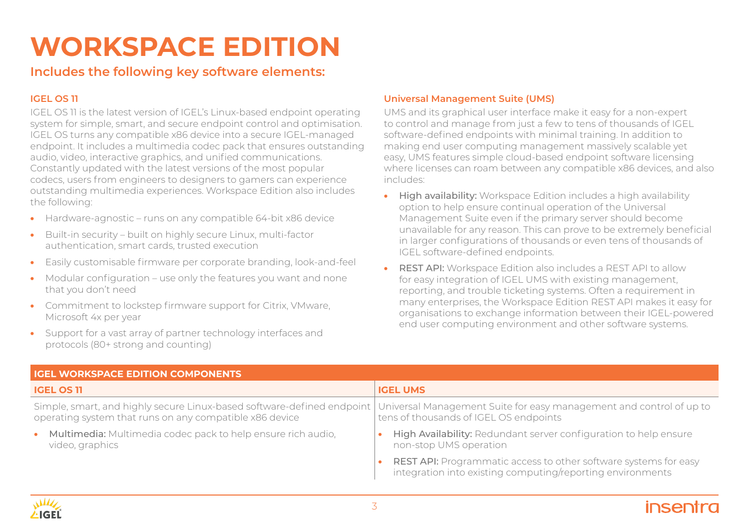# WORKSPACE EDITION

## Includes the following key software elements:

### IGEL OS 11

IGEL OS 11 is the latest version of IGEL's Linux-based endpoint operating system for simple, smart, and secure endpoint control and optimisation. IGEL OS turns any compatible x86 device into a secure IGEL-managed endpoint. It includes a multimedia codec pack that ensures outstanding audio, video, interactive graphics, and unified communications. Constantly updated with the latest versions of the most popular codecs, users from engineers to designers to gamers can experience outstanding multimedia experiences. Workspace Edition also includes the following:

- Hardware-agnostic – runs on any compatible 64-bit x86 device
- Built-in security – built on highly secure Linux, multi-factor authentication, smart cards, trusted execution
- Easily customisable firmware per corporate branding, look-and-feel
- Modular configuration – use only the features you want and none that you don't need
- Commitment to lockstep firmware support for Citrix, VMware, Microsoft 4x per year
- Support for a vast array of partner technology interfaces and protocols (80+ strong and counting)

### Universal Management Suite (UMS)

UMS and its graphical user interface make it easy for a non-expert to control and manage from just a few to tens of thousands of IGEL software-defined endpoints with minimal training. In addition to making end user computing management massively scalable yet easy, UMS features simple cloud-based endpoint software licensing where licenses can roam between any compatible x86 devices, and also includes:

- **High availability:** Workspace Edition includes a high availability option to help ensure continual operation of the Universal Management Suite even if the primary server should become unavailable for any reason. This can prove to be extremely beneficial in larger configurations of thousands or even tens of thousands of IGEL software-defined endpoints.
- **REST API:** Workspace Edition also includes a REST API to allow for easy integration of IGEL UMS with existing management, reporting, and trouble ticketing systems. Often a requirement in many enterprises, the Workspace Edition REST API makes it easy for organisations to exchange information between their IGEL-powered end user computing environment and other software systems.

| IGEL WORKSPACE EDITION COMPONENTS | |
|---|---|
| **IGEL OS 11** | **IGEL UMS** |
| Simple, smart, and highly secure Linux-based software-defined endpoint operating system that runs on any compatible x86 device | Universal Management Suite for easy management and control of up to tens of thousands of IGEL OS endpoints |
| • **Multimedia:** Multimedia codec pack to help ensure rich audio, video, graphics | • **High Availability:** Redundant server configuration to help ensure non-stop UMS operation |
| | • **REST API:** Programmatic access to other software systems for easy integration into existing computing/reporting environments |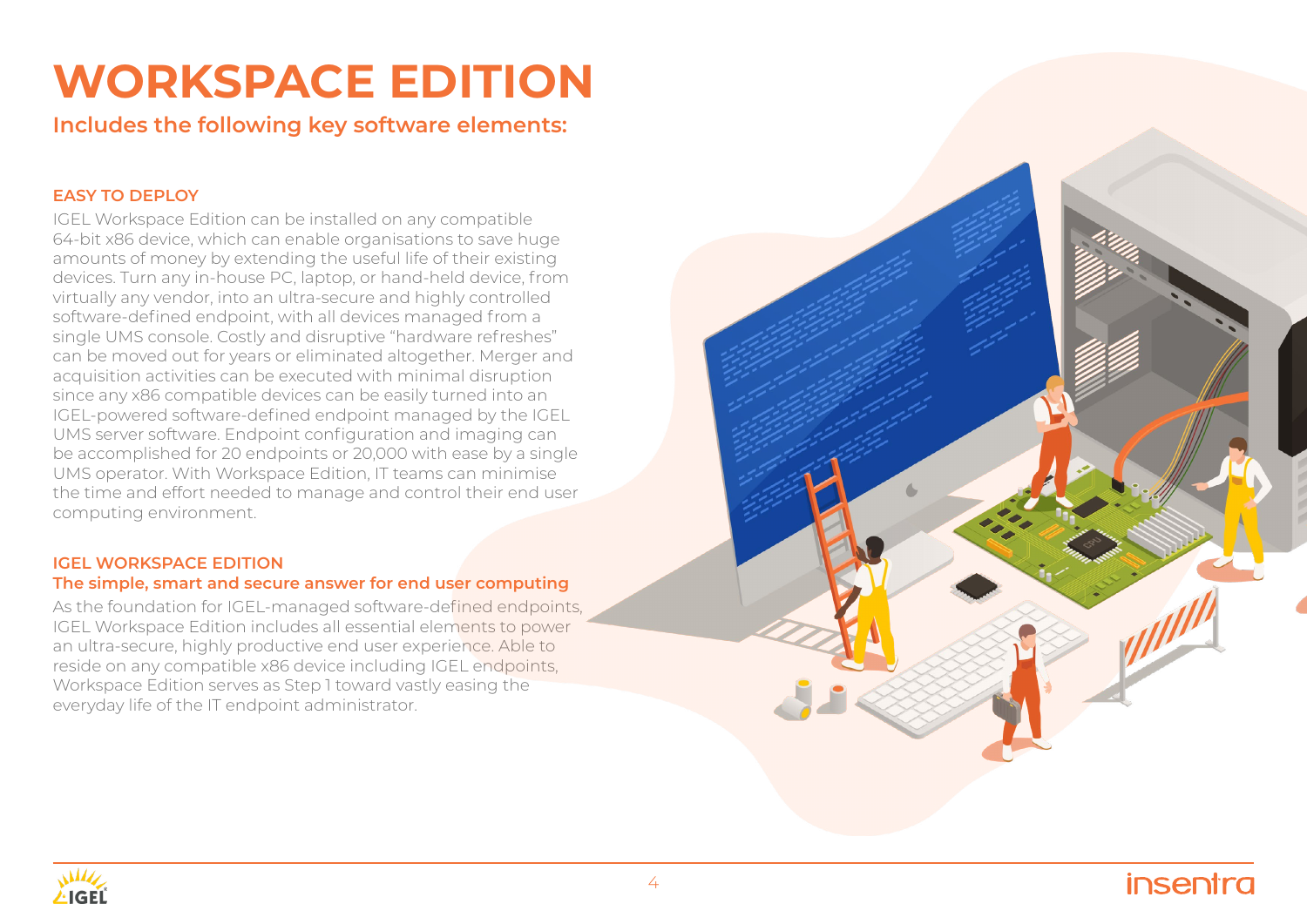# WORKSPACE EDITION

## Includes the following key software elements:

### EASY TO DEPLOY

IGEL Workspace Edition can be installed on any compatible 64-bit x86 device, which can enable organisations to save huge amounts of money by extending the useful life of their existing devices. Turn any in-house PC, laptop, or hand-held device, from virtually any vendor, into an ultra-secure and highly controlled software-defined endpoint, with all devices managed from a single UMS console. Costly and disruptive "hardware refreshes" can be moved out for years or eliminated altogether. Merger and acquisition activities can be executed with minimal disruption since any x86 compatible devices can be easily turned into an IGEL-powered software-defined endpoint managed by the IGEL UMS server software. Endpoint configuration and imaging can be accomplished for 20 endpoints or 20,000 with ease by a single UMS operator. With Workspace Edition, IT teams can minimise the time and effort needed to manage and control their end user computing environment.

### IGEL WORKSPACE EDITION

**The simple, smart and secure answer for end user computing**

As the foundation for IGEL-managed software-defined endpoints, IGEL Workspace Edition includes all essential elements to power an ultra-secure, highly productive end user experience. Able to reside on any compatible x86 device including IGEL endpoints, Workspace Edition serves as Step 1 toward vastly easing the everyday life of the IT endpoint administrator.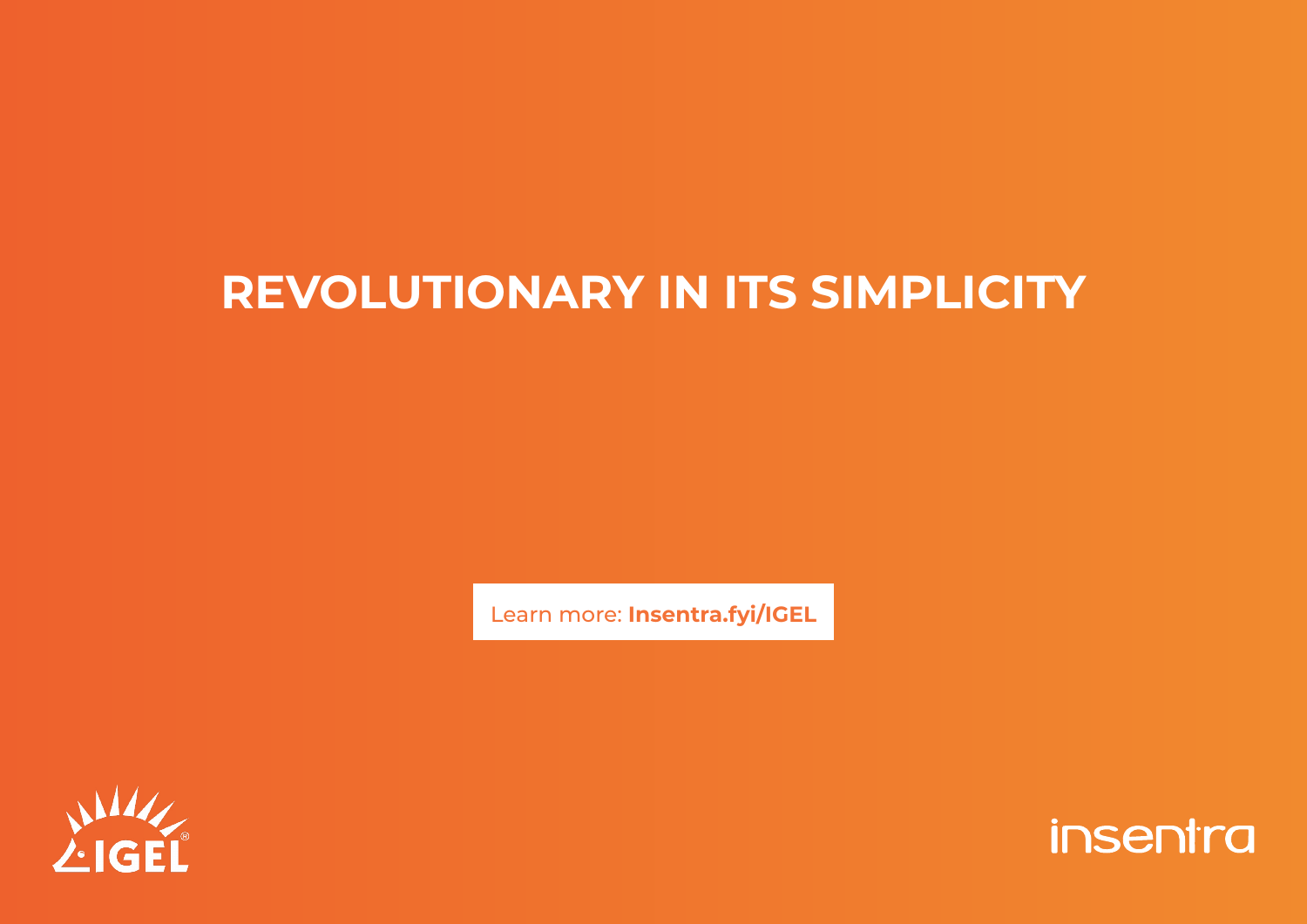# REVOLUTIONARY IN ITS SIMPLICITY

Learn more: **Insentra.fyi/IGEL**